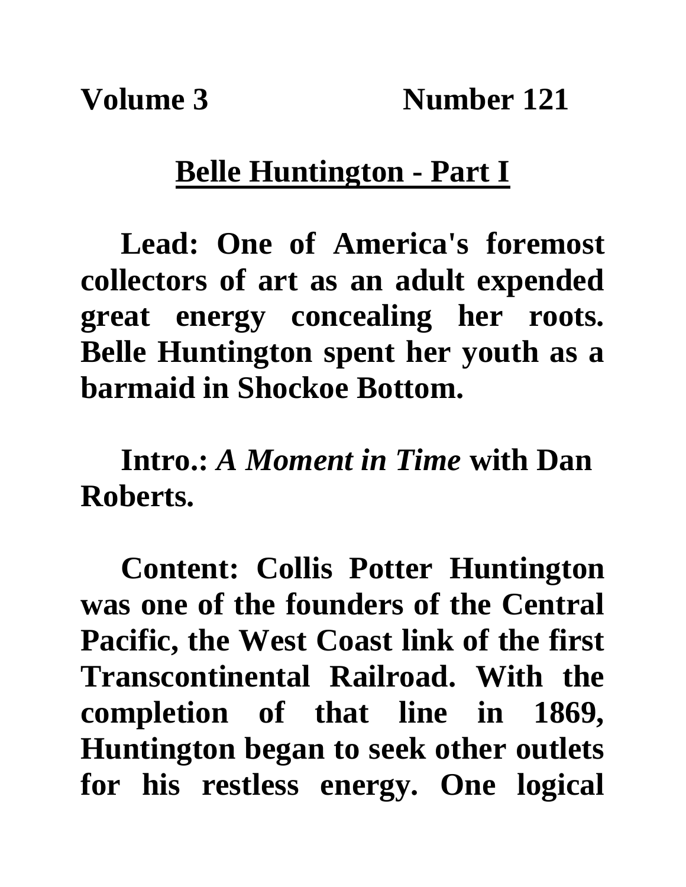**Volume 3 Number 121**

# Belle Huntington - Part I

**Lead: One of America's foremost collectors of art as an adult expended great energy concealing her roots. Belle Huntington spent her youth as a barmaid in Shockoe Bottom.**

**Intro.:** ***A Moment in Time*** **with Dan Roberts.**

**Content: Collis Potter Huntington was one of the founders of the Central Pacific, the West Coast link of the first Transcontinental Railroad. With the completion of that line in 1869, Huntington began to seek other outlets for his restless energy. One logical**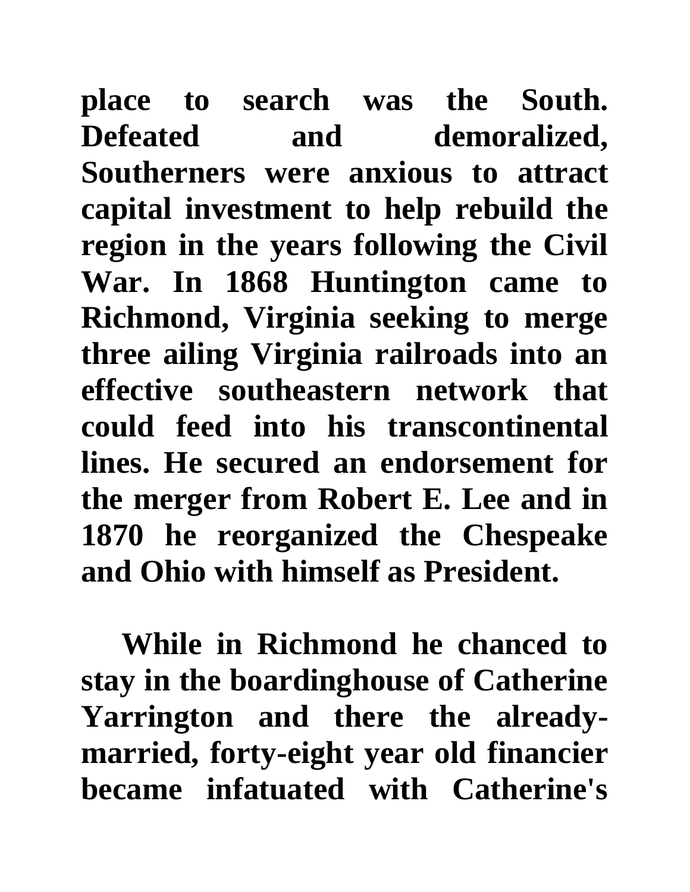place to search was the South. Defeated and demoralized, Southerners were anxious to attract capital investment to help rebuild the region in the years following the Civil War. In 1868 Huntington came to Richmond, Virginia seeking to merge three ailing Virginia railroads into an effective southeastern network that could feed into his transcontinental lines. He secured an endorsement for the merger from Robert E. Lee and in 1870 he reorganized the Chespeake and Ohio with himself as President.

While in Richmond he chanced to stay in the boardinghouse of Catherine Yarrington and there the already-married, forty-eight year old financier became infatuated with Catherine's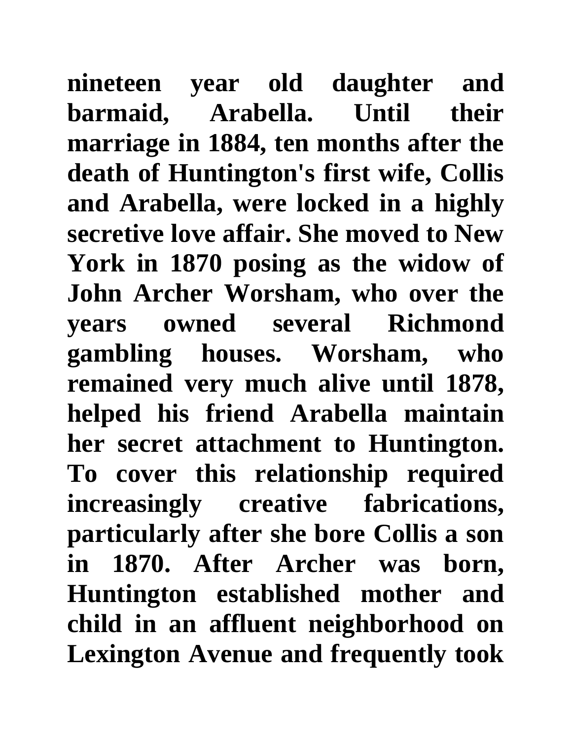**nineteen year old daughter and barmaid, Arabella. Until their marriage in 1884, ten months after the death of Huntington's first wife, Collis and Arabella, were locked in a highly secretive love affair. She moved to New York in 1870 posing as the widow of John Archer Worsham, who over the years owned several Richmond gambling houses. Worsham, who remained very much alive until 1878, helped his friend Arabella maintain her secret attachment to Huntington. To cover this relationship required increasingly creative fabrications, particularly after she bore Collis a son in 1870. After Archer was born, Huntington established mother and child in an affluent neighborhood on Lexington Avenue and frequently took**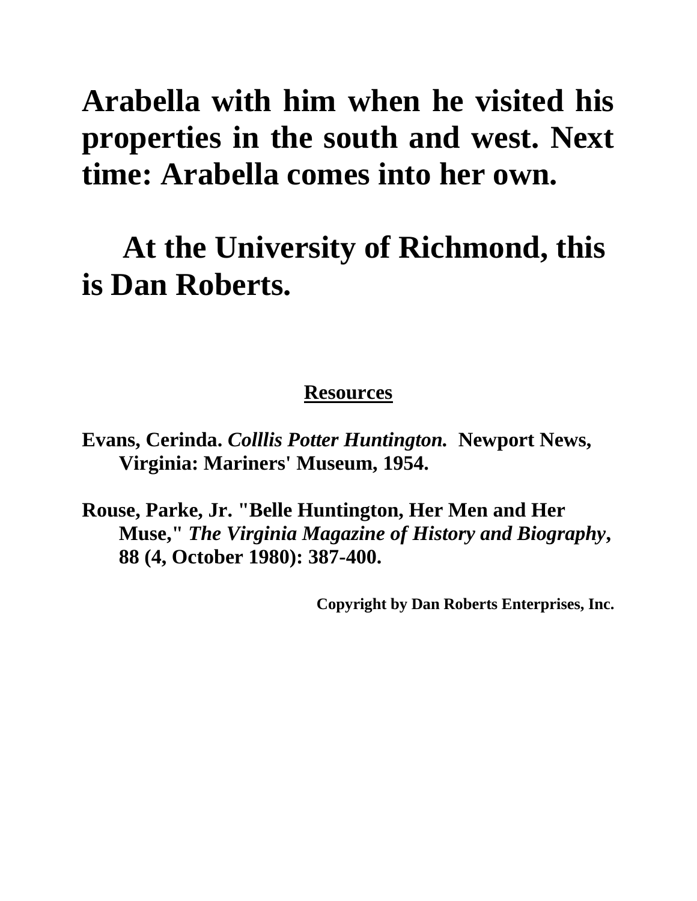**Arabella with him when he visited his properties in the south and west. Next time: Arabella comes into her own.**

**At the University of Richmond, this is Dan Roberts.**

## Resources

**Evans, Cerinda.** ***Colllis Potter Huntington.*** **Newport News, Virginia: Mariners' Museum, 1954.**

**Rouse, Parke, Jr. "Belle Huntington, Her Men and Her Muse,"** ***The Virginia Magazine of History and Biography*****, 88 (4, October 1980): 387-400.**

**Copyright by Dan Roberts Enterprises, Inc.**